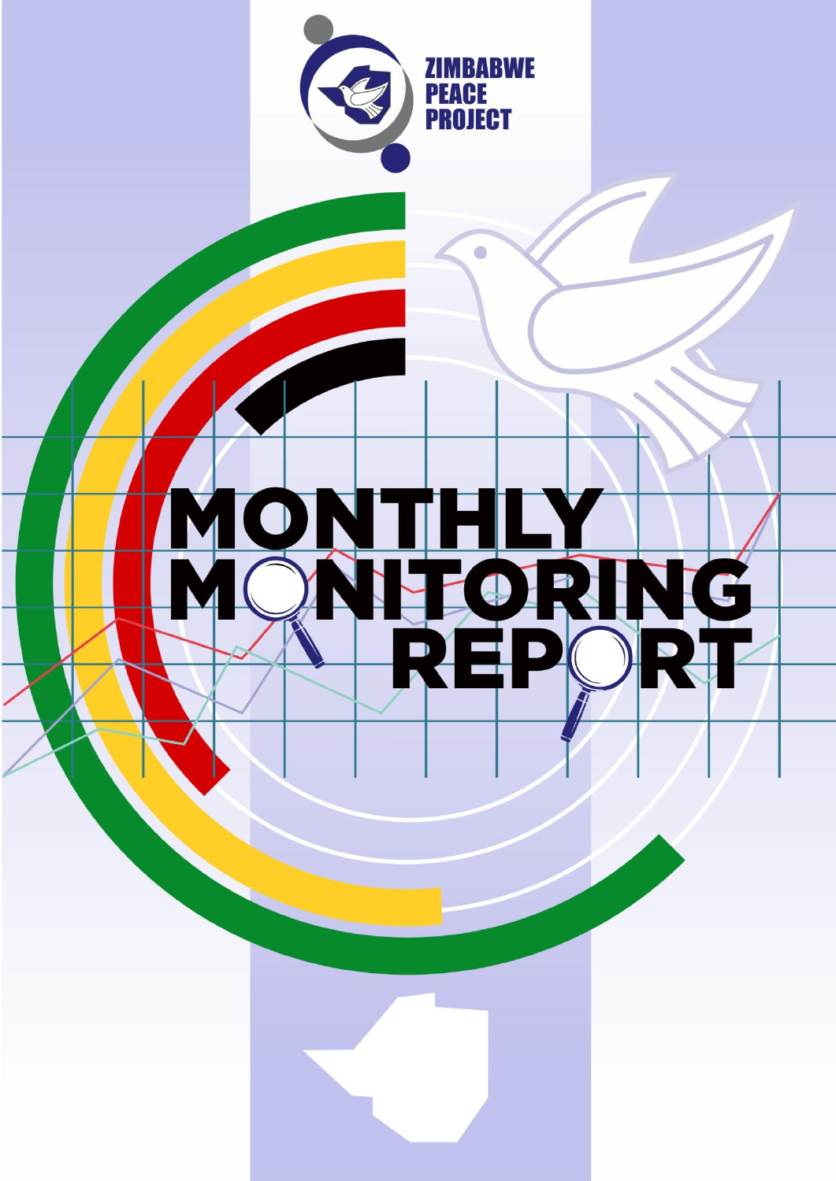ZIMBABWE PEACE PROJECT

# MONTHLY MONITORING REPORT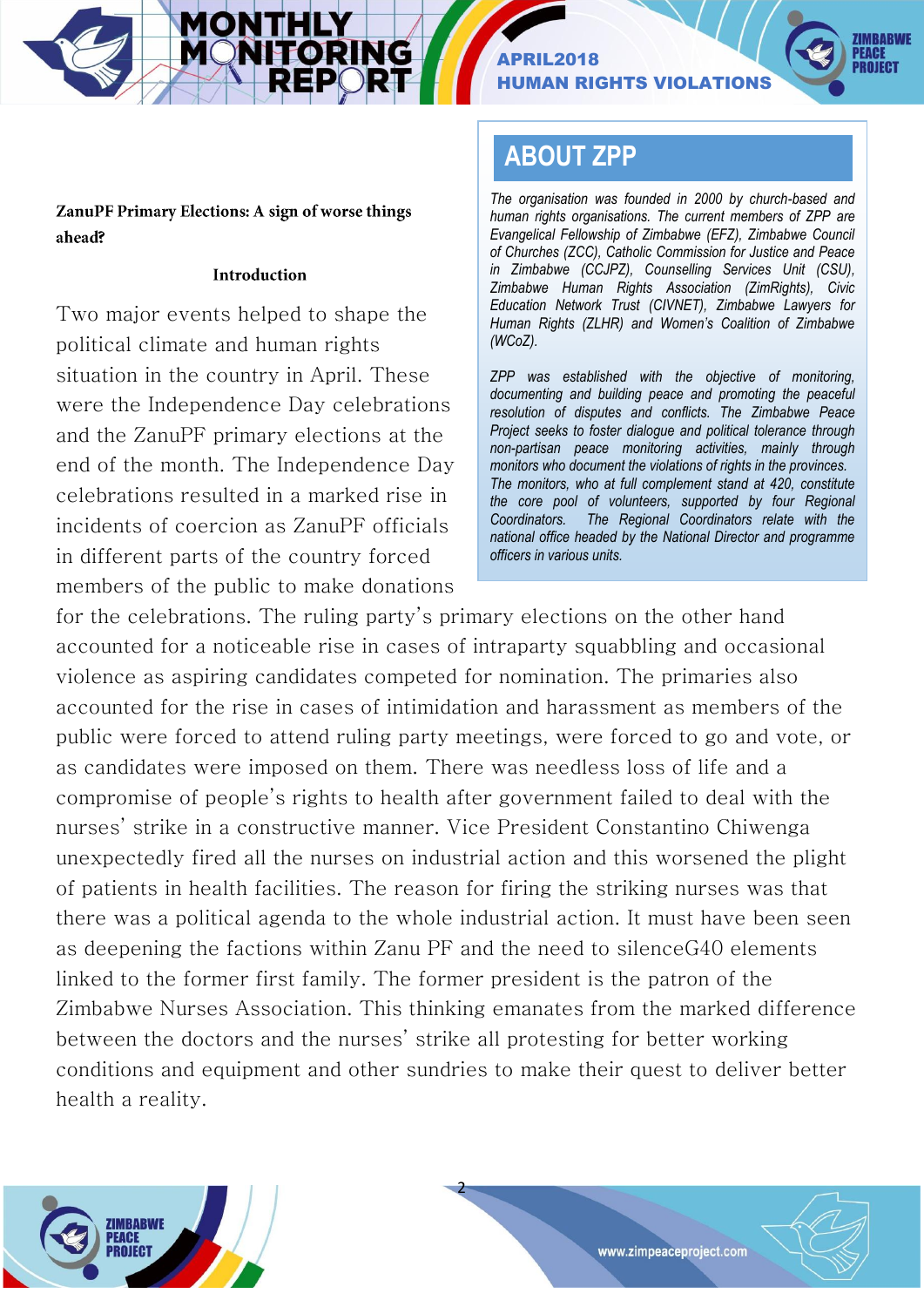## ABOUT ZPP

*The organisation was founded in 2000 by church-based and human rights organisations. The current members of ZPP are Evangelical Fellowship of Zimbabwe (EFZ), Zimbabwe Council of Churches (ZCC), Catholic Commission for Justice and Peace in Zimbabwe (CCJPZ), Counselling Services Unit (CSU), Zimbabwe Human Rights Association (ZimRights), Civic Education Network Trust (CIVNET), Zimbabwe Lawyers for Human Rights (ZLHR) and Women's Coalition of Zimbabwe (WCoZ).*

*ZPP was established with the objective of monitoring, documenting and building peace and promoting the peaceful resolution of disputes and conflicts. The Zimbabwe Peace Project seeks to foster dialogue and political tolerance through non-partisan peace monitoring activities, mainly through monitors who document the violations of rights in the provinces. The monitors, who at full complement stand at 420, constitute the core pool of volunteers, supported by four Regional Coordinators. The Regional Coordinators relate with the national office headed by the National Director and programme officers in various units.*

## ZanuPF Primary Elections: A sign of worse things ahead?

### Introduction

Two major events helped to shape the political climate and human rights situation in the country in April. These were the Independence Day celebrations and the ZanuPF primary elections at the end of the month. The Independence Day celebrations resulted in a marked rise in incidents of coercion as ZanuPF officials in different parts of the country forced members of the public to make donations for the celebrations. The ruling party's primary elections on the other hand accounted for a noticeable rise in cases of intraparty squabbling and occasional violence as aspiring candidates competed for nomination. The primaries also accounted for the rise in cases of intimidation and harassment as members of the public were forced to attend ruling party meetings, were forced to go and vote, or as candidates were imposed on them. There was needless loss of life and a compromise of people's rights to health after government failed to deal with the nurses' strike in a constructive manner. Vice President Constantino Chiwenga unexpectedly fired all the nurses on industrial action and this worsened the plight of patients in health facilities. The reason for firing the striking nurses was that there was a political agenda to the whole industrial action. It must have been seen as deepening the factions within Zanu PF and the need to silenceG40 elements linked to the former first family. The former president is the patron of the Zimbabwe Nurses Association. This thinking emanates from the marked difference between the doctors and the nurses' strike all protesting for better working conditions and equipment and other sundries to make their quest to deliver better health a reality.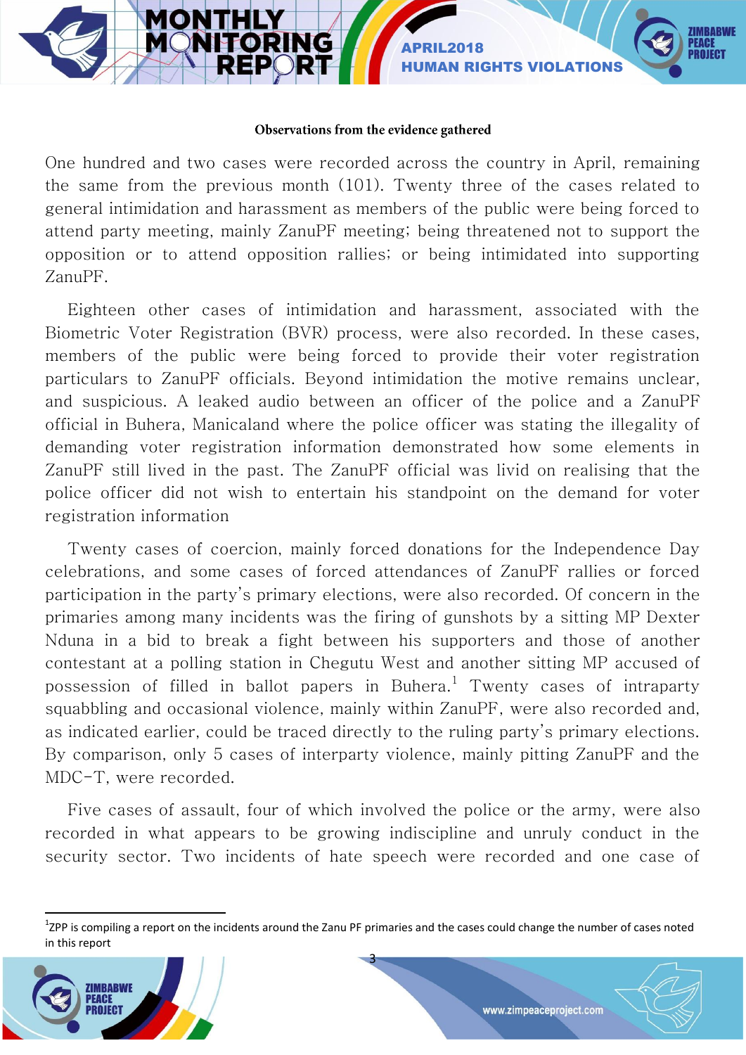**Observations from the evidence gathered**

One hundred and two cases were recorded across the country in April, remaining the same from the previous month (101). Twenty three of the cases related to general intimidation and harassment as members of the public were being forced to attend party meeting, mainly ZanuPF meeting; being threatened not to support the opposition or to attend opposition rallies; or being intimidated into supporting ZanuPF.

Eighteen other cases of intimidation and harassment, associated with the Biometric Voter Registration (BVR) process, were also recorded. In these cases, members of the public were being forced to provide their voter registration particulars to ZanuPF officials. Beyond intimidation the motive remains unclear, and suspicious. A leaked audio between an officer of the police and a ZanuPF official in Buhera, Manicaland where the police officer was stating the illegality of demanding voter registration information demonstrated how some elements in ZanuPF still lived in the past. The ZanuPF official was livid on realising that the police officer did not wish to entertain his standpoint on the demand for voter registration information

Twenty cases of coercion, mainly forced donations for the Independence Day celebrations, and some cases of forced attendances of ZanuPF rallies or forced participation in the party's primary elections, were also recorded. Of concern in the primaries among many incidents was the firing of gunshots by a sitting MP Dexter Nduna in a bid to break a fight between his supporters and those of another contestant at a polling station in Chegutu West and another sitting MP accused of possession of filled in ballot papers in Buhera.[1] Twenty cases of intraparty squabbling and occasional violence, mainly within ZanuPF, were also recorded and, as indicated earlier, could be traced directly to the ruling party's primary elections. By comparison, only 5 cases of interparty violence, mainly pitting ZanuPF and the MDC-T, were recorded.

Five cases of assault, four of which involved the police or the army, were also recorded in what appears to be growing indiscipline and unruly conduct in the security sector. Two incidents of hate speech were recorded and one case of

[1] ZPP is compiling a report on the incidents around the Zanu PF primaries and the cases could change the number of cases noted in this report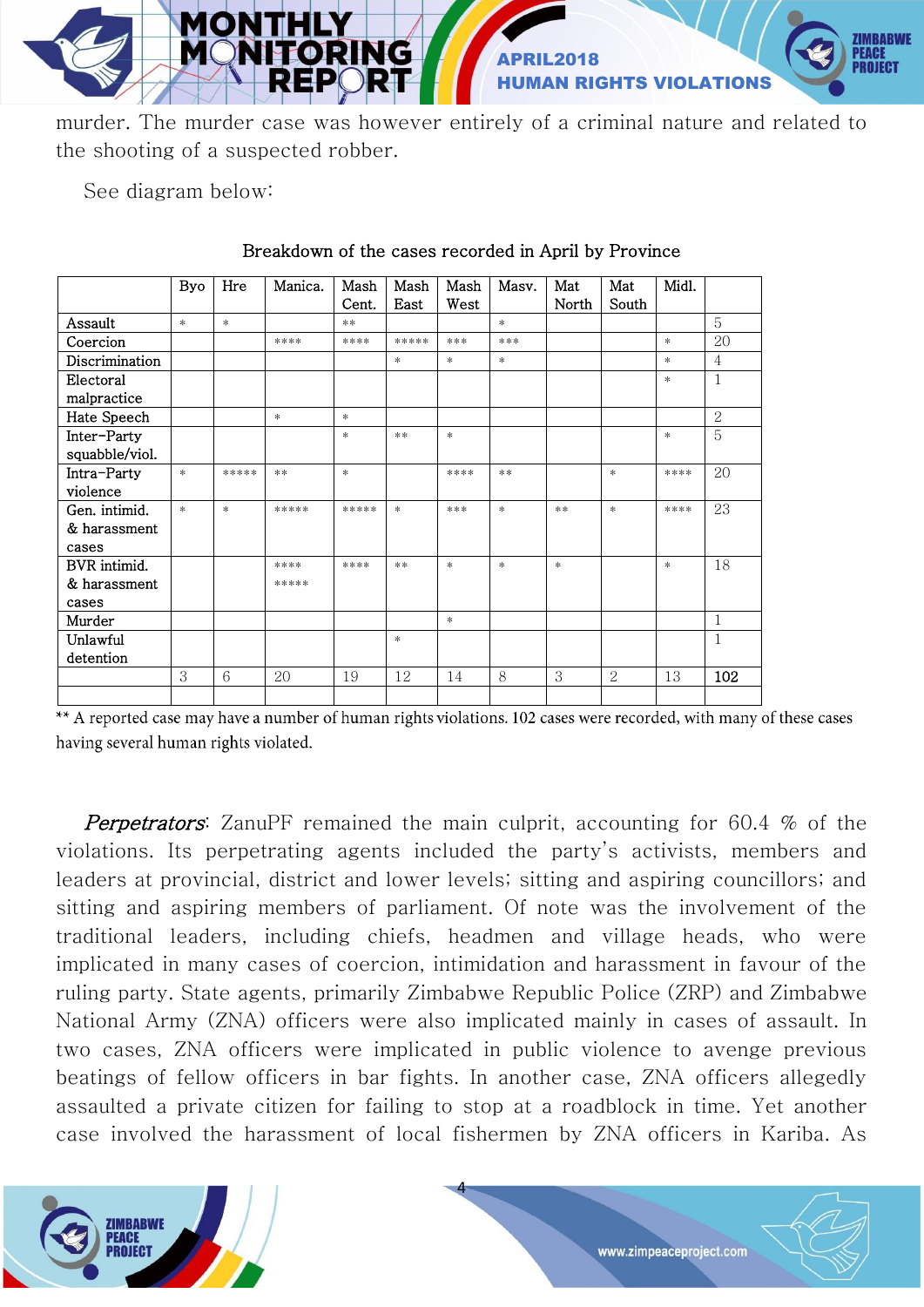murder. The murder case was however entirely of a criminal nature and related to the shooting of a suspected robber.

See diagram below:

Breakdown of the cases recorded in April by Province

| | Byo | Hre | Manica. | Mash Cent. | Mash East | Mash West | Masv. | Mat North | Mat South | Midl. | |
|---|---|---|---|---|---|---|---|---|---|---|---|
| Assault | * | * | | ** | | | * | | | | 5 |
| Coercion | | | **** | **** | ***** | *** | *** | | | * | 20 |
| Discrimination | | | | | * | * | * | | | * | 4 |
| Electoral malpractice | | | | | | | | | | * | 1 |
| Hate Speech | | | * | * | | | | | | | 2 |
| Inter-Party squabble/viol. | | | | * | ** | * | | | | * | 5 |
| Intra-Party violence | * | ***** | ** | * | | **** | ** | | * | **** | 20 |
| Gen. intimid. & harassment cases | * | * | ***** | ***** | * | *** | * | ** | * | **** | 23 |
| BVR intimid. & harassment cases | | | **** ***** | **** | ** | * | * | * | | * | 18 |
| Murder | | | | | | * | | | | | 1 |
| Unlawful detention | | | | | * | | | | | | 1 |
| | 3 | 6 | 20 | 19 | 12 | 14 | 8 | 3 | 2 | 13 | **102** |
| | | | | | | | | | | | |

** A reported case may have a number of human rights violations. 102 cases were recorded, with many of these cases having several human rights violated.

***Perpetrators***: ZanuPF remained the main culprit, accounting for 60.4 % of the violations. Its perpetrating agents included the party's activists, members and leaders at provincial, district and lower levels; sitting and aspiring councillors; and sitting and aspiring members of parliament. Of note was the involvement of the traditional leaders, including chiefs, headmen and village heads, who were implicated in many cases of coercion, intimidation and harassment in favour of the ruling party. State agents, primarily Zimbabwe Republic Police (ZRP) and Zimbabwe National Army (ZNA) officers were also implicated mainly in cases of assault. In two cases, ZNA officers were implicated in public violence to avenge previous beatings of fellow officers in bar fights. In another case, ZNA officers allegedly assaulted a private citizen for failing to stop at a roadblock in time. Yet another case involved the harassment of local fishermen by ZNA officers in Kariba. As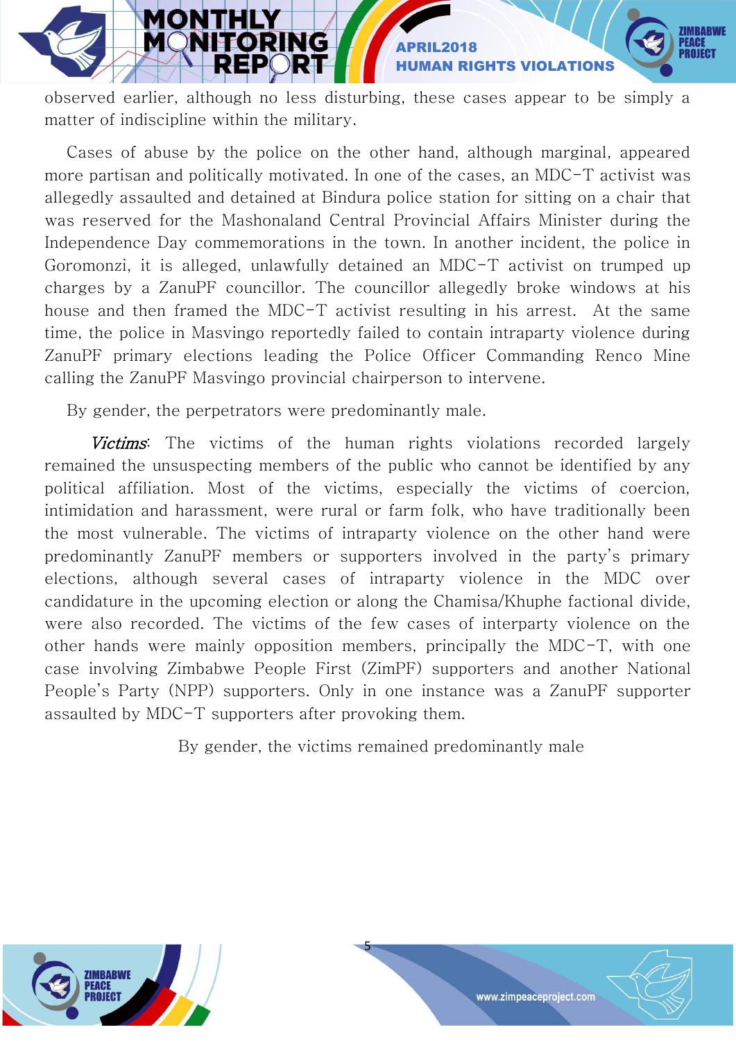observed earlier, although no less disturbing, these cases appear to be simply a matter of indiscipline within the military.

Cases of abuse by the police on the other hand, although marginal, appeared more partisan and politically motivated. In one of the cases, an MDC-T activist was allegedly assaulted and detained at Bindura police station for sitting on a chair that was reserved for the Mashonaland Central Provincial Affairs Minister during the Independence Day commemorations in the town. In another incident, the police in Goromonzi, it is alleged, unlawfully detained an MDC-T activist on trumped up charges by a ZanuPF councillor. The councillor allegedly broke windows at his house and then framed the MDC-T activist resulting in his arrest. At the same time, the police in Masvingo reportedly failed to contain intraparty violence during ZanuPF primary elections leading the Police Officer Commanding Renco Mine calling the ZanuPF Masvingo provincial chairperson to intervene.

By gender, the perpetrators were predominantly male.

***Victims***: The victims of the human rights violations recorded largely remained the unsuspecting members of the public who cannot be identified by any political affiliation. Most of the victims, especially the victims of coercion, intimidation and harassment, were rural or farm folk, who have traditionally been the most vulnerable. The victims of intraparty violence on the other hand were predominantly ZanuPF members or supporters involved in the party's primary elections, although several cases of intraparty violence in the MDC over candidature in the upcoming election or along the Chamisa/Khuphe factional divide, were also recorded. The victims of the few cases of interparty violence on the other hands were mainly opposition members, principally the MDC-T, with one case involving Zimbabwe People First (ZimPF) supporters and another National People's Party (NPP) supporters. Only in one instance was a ZanuPF supporter assaulted by MDC-T supporters after provoking them.

By gender, the victims remained predominantly male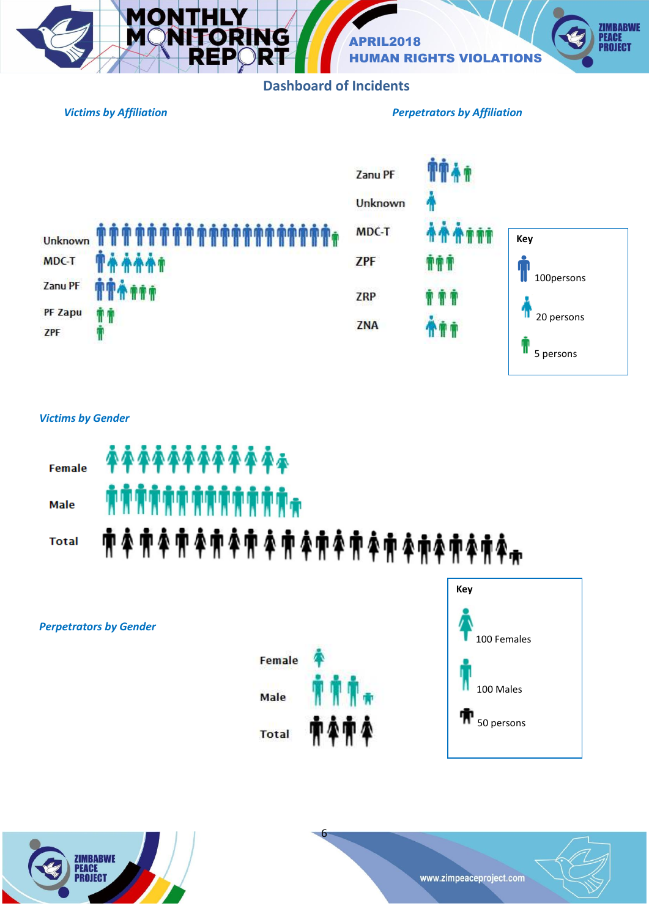## Dashboard of Incidents

*Victims by Affiliation*

Unknown

MDC-T

Zanu PF

PF Zapu

ZPF

*Perpetrators by Affiliation*

Zanu PF

Unknown

MDC-T

ZPF

ZRP

ZNA

**Key**

100persons

20 persons

5 persons

*Victims by Gender*

Female

Male

Total

*Perpetrators by Gender*

Female

Male

Total

**Key**

100 Females

100 Males

50 persons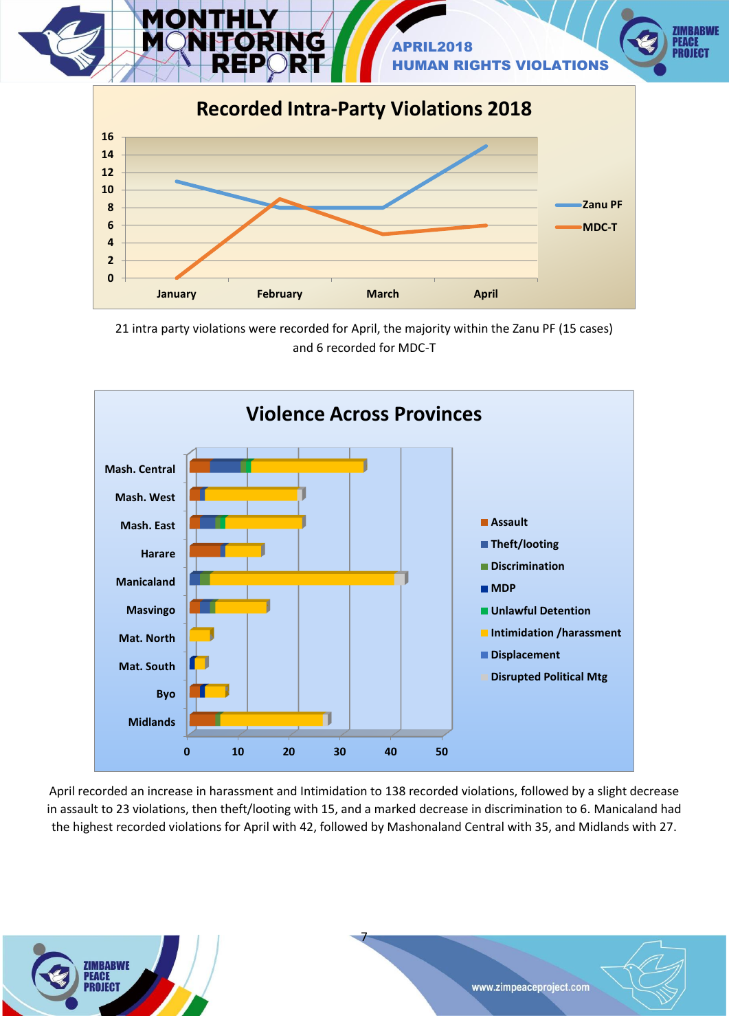## Recorded Intra-Party Violations 2018

| Month | Zanu PF | MDC-T |
|---|---|---|
| January | 11 | 0 |
| February | 8 | 9 |
| March | 8 | 5 |
| April | 15 | 6 |

21 intra party violations were recorded for April, the majority within the Zanu PF (15 cases) and 6 recorded for MDC-T

## Violence Across Provinces

Provinces: Mash. Central, Mash. West, Mash. East, Harare, Manicaland, Masvingo, Mat. North, Mat. South, Byo, Midlands

Legend: Assault, Theft/looting, Discrimination, MDP, Unlawful Detention, Intimidation /harassment, Displacement, Disrupted Political Mtg

April recorded an increase in harassment and Intimidation to 138 recorded violations, followed by a slight decrease in assault to 23 violations, then theft/looting with 15, and a marked decrease in discrimination to 6. Manicaland had the highest recorded violations for April with 42, followed by Mashonaland Central with 35, and Midlands with 27.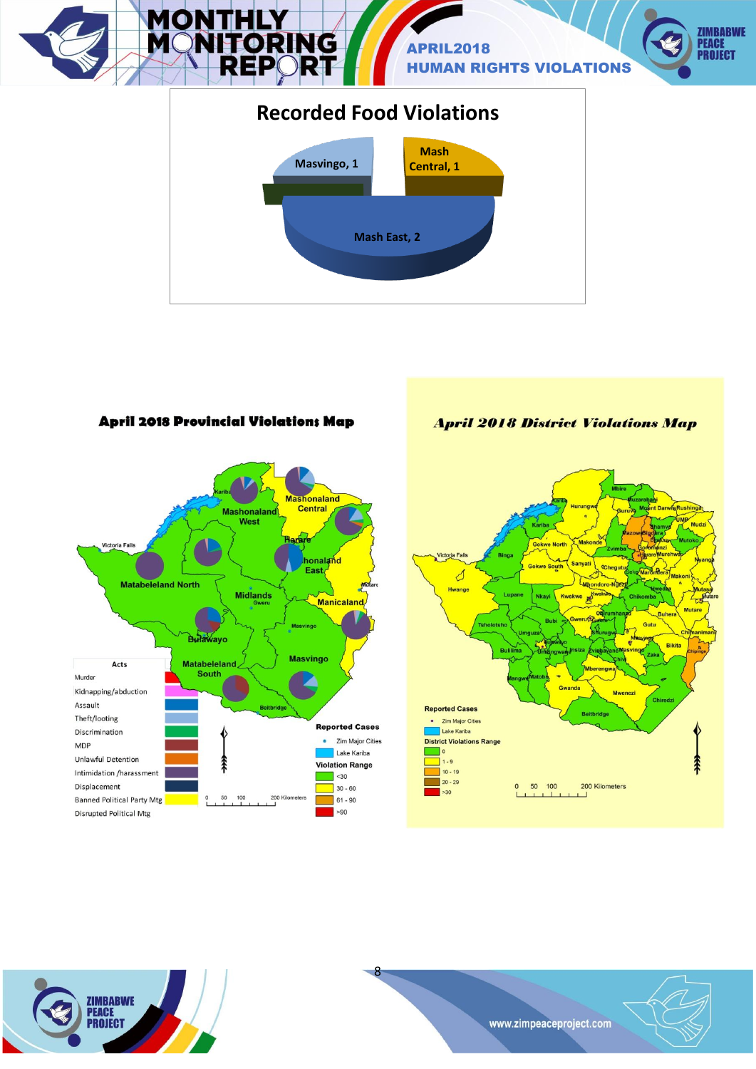## Recorded Food Violations

- Masvingo, 1
- Mash Central, 1
- Mash East, 2

## April 2018 Provincial Violations Map

**Acts**

- Murder
- Kidnapping/abduction
- Assault
- Theft/looting
- Discrimination
- MDP
- Unlawful Detention
- Intimidation /harassment
- Displacement
- Banned Political Party Mtg
- Disrupted Political Mtg

**Reported Cases**

- Zim Major Cities
- Lake Kariba

**Violation Range**

- <30
- 30 - 60
- 61 - 90
- >90

## April 2018 District Violations Map

**Reported Cases**

- Zim Major Cities
- Lake Kariba

**District Violations Range**

- 0
- 1 - 9
- 10 - 19
- 20 - 29
- >30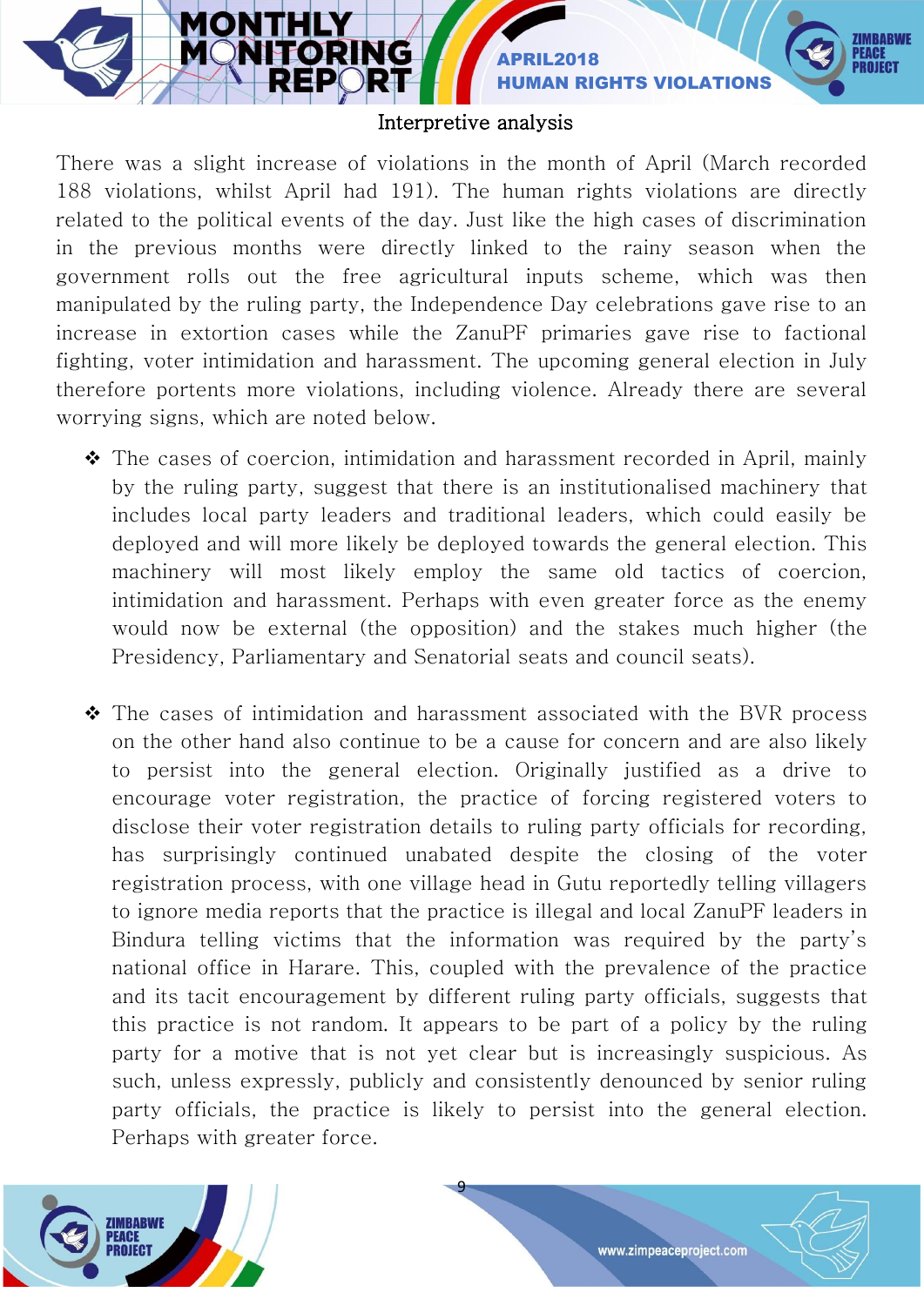## Interpretive analysis

There was a slight increase of violations in the month of April (March recorded 188 violations, whilst April had 191). The human rights violations are directly related to the political events of the day. Just like the high cases of discrimination in the previous months were directly linked to the rainy season when the government rolls out the free agricultural inputs scheme, which was then manipulated by the ruling party, the Independence Day celebrations gave rise to an increase in extortion cases while the ZanuPF primaries gave rise to factional fighting, voter intimidation and harassment. The upcoming general election in July therefore portents more violations, including violence. Already there are several worrying signs, which are noted below.

- The cases of coercion, intimidation and harassment recorded in April, mainly by the ruling party, suggest that there is an institutionalised machinery that includes local party leaders and traditional leaders, which could easily be deployed and will more likely be deployed towards the general election. This machinery will most likely employ the same old tactics of coercion, intimidation and harassment. Perhaps with even greater force as the enemy would now be external (the opposition) and the stakes much higher (the Presidency, Parliamentary and Senatorial seats and council seats).

- The cases of intimidation and harassment associated with the BVR process on the other hand also continue to be a cause for concern and are also likely to persist into the general election. Originally justified as a drive to encourage voter registration, the practice of forcing registered voters to disclose their voter registration details to ruling party officials for recording, has surprisingly continued unabated despite the closing of the voter registration process, with one village head in Gutu reportedly telling villagers to ignore media reports that the practice is illegal and local ZanuPF leaders in Bindura telling victims that the information was required by the party's national office in Harare. This, coupled with the prevalence of the practice and its tacit encouragement by different ruling party officials, suggests that this practice is not random. It appears to be part of a policy by the ruling party for a motive that is not yet clear but is increasingly suspicious. As such, unless expressly, publicly and consistently denounced by senior ruling party officials, the practice is likely to persist into the general election. Perhaps with greater force.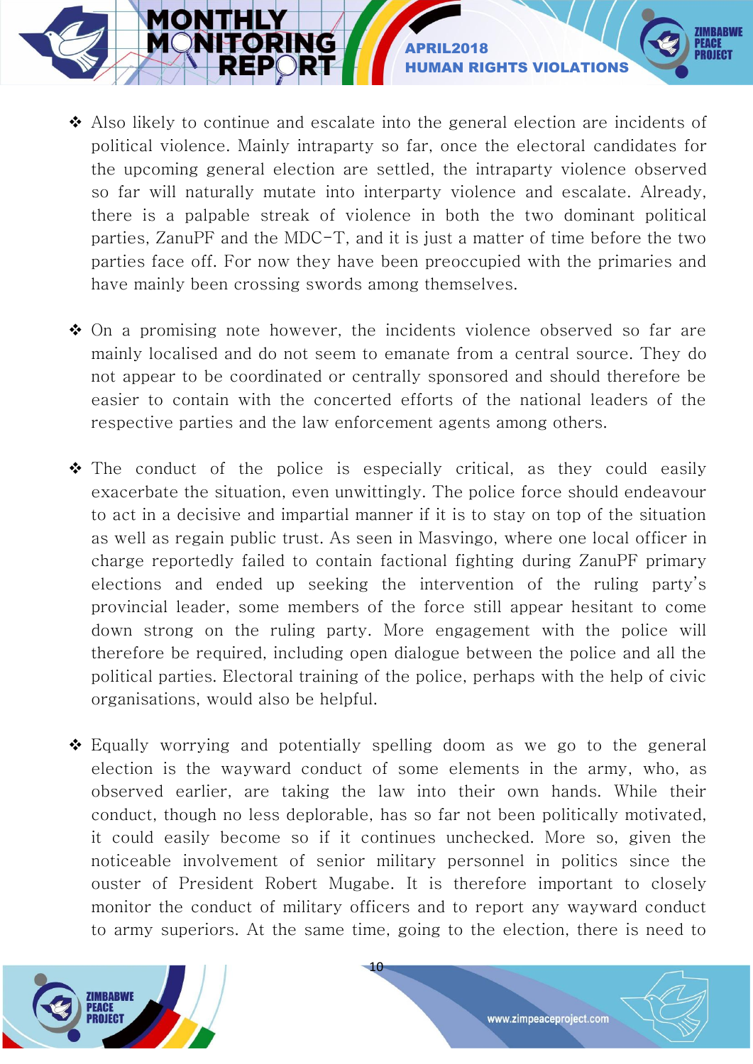- Also likely to continue and escalate into the general election are incidents of political violence. Mainly intraparty so far, once the electoral candidates for the upcoming general election are settled, the intraparty violence observed so far will naturally mutate into interparty violence and escalate. Already, there is a palpable streak of violence in both the two dominant political parties, ZanuPF and the MDC-T, and it is just a matter of time before the two parties face off. For now they have been preoccupied with the primaries and have mainly been crossing swords among themselves.

- On a promising note however, the incidents violence observed so far are mainly localised and do not seem to emanate from a central source. They do not appear to be coordinated or centrally sponsored and should therefore be easier to contain with the concerted efforts of the national leaders of the respective parties and the law enforcement agents among others.

- The conduct of the police is especially critical, as they could easily exacerbate the situation, even unwittingly. The police force should endeavour to act in a decisive and impartial manner if it is to stay on top of the situation as well as regain public trust. As seen in Masvingo, where one local officer in charge reportedly failed to contain factional fighting during ZanuPF primary elections and ended up seeking the intervention of the ruling party's provincial leader, some members of the force still appear hesitant to come down strong on the ruling party. More engagement with the police will therefore be required, including open dialogue between the police and all the political parties. Electoral training of the police, perhaps with the help of civic organisations, would also be helpful.

- Equally worrying and potentially spelling doom as we go to the general election is the wayward conduct of some elements in the army, who, as observed earlier, are taking the law into their own hands. While their conduct, though no less deplorable, has so far not been politically motivated, it could easily become so if it continues unchecked. More so, given the noticeable involvement of senior military personnel in politics since the ouster of President Robert Mugabe. It is therefore important to closely monitor the conduct of military officers and to report any wayward conduct to army superiors. At the same time, going to the election, there is need to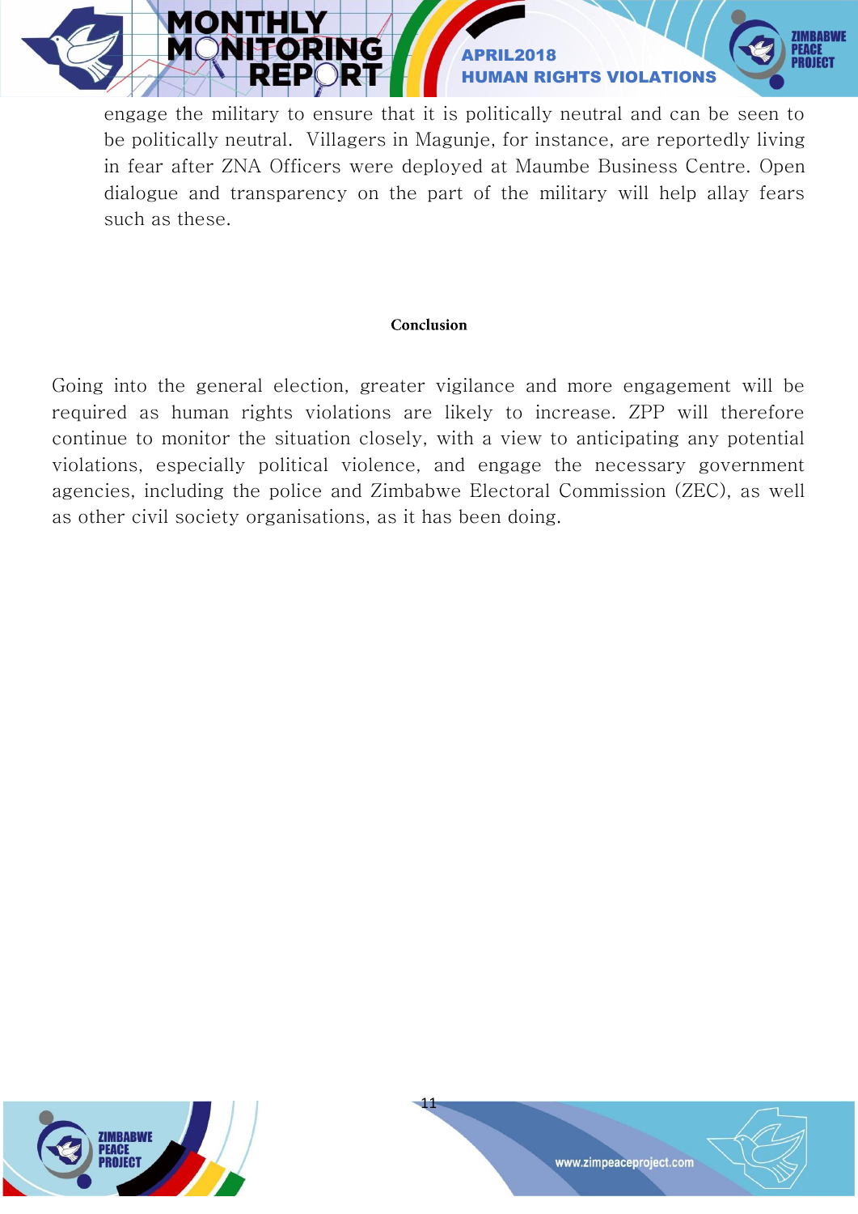engage the military to ensure that it is politically neutral and can be seen to be politically neutral. Villagers in Magunje, for instance, are reportedly living in fear after ZNA Officers were deployed at Maumbe Business Centre. Open dialogue and transparency on the part of the military will help allay fears such as these.

## Conclusion

Going into the general election, greater vigilance and more engagement will be required as human rights violations are likely to increase. ZPP will therefore continue to monitor the situation closely, with a view to anticipating any potential violations, especially political violence, and engage the necessary government agencies, including the police and Zimbabwe Electoral Commission (ZEC), as well as other civil society organisations, as it has been doing.